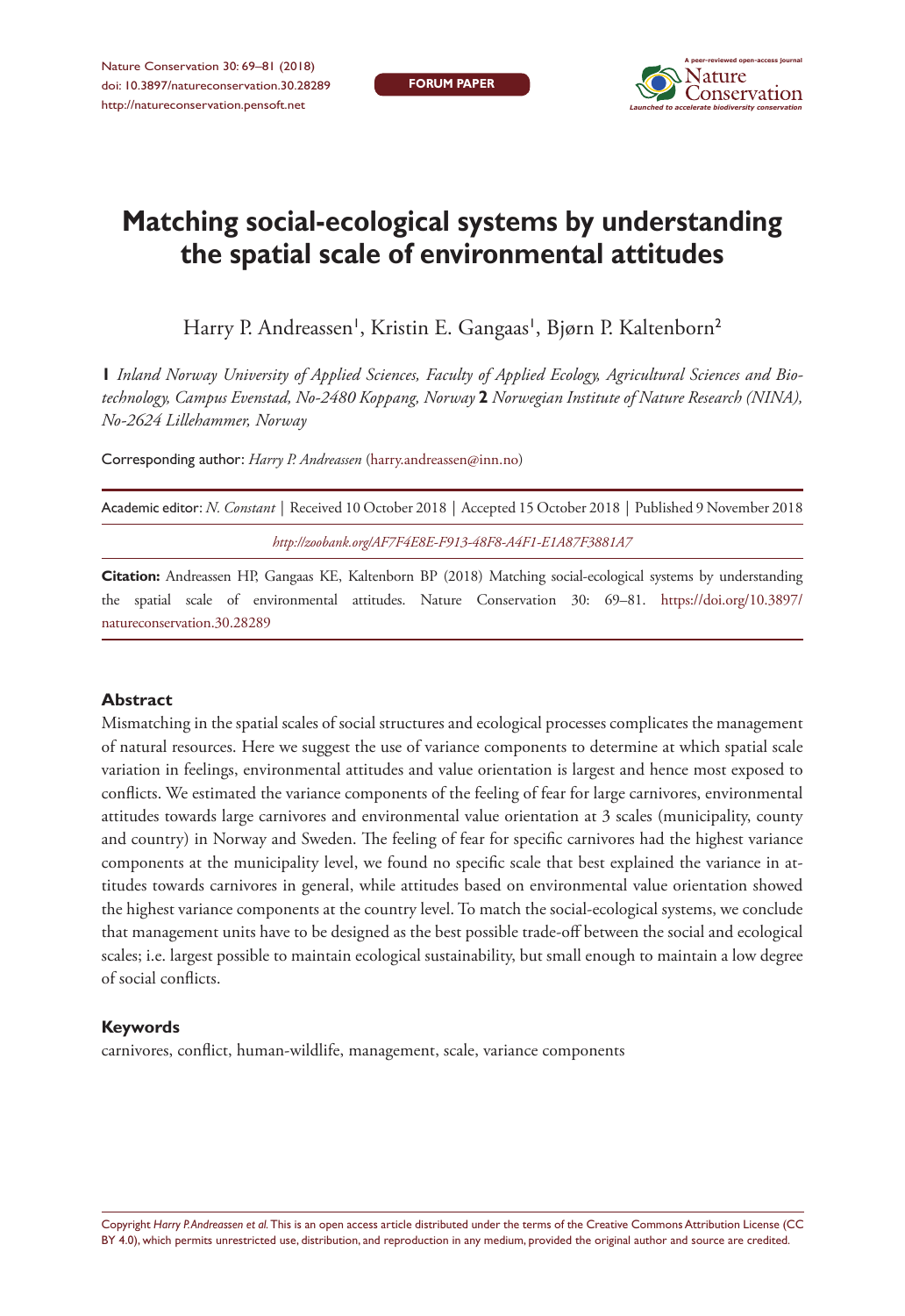FORUM PAPER

# Matching social-ecological systems by understanding the spatial scale of environmental attitudes

Harry P. Andreassen[1], Kristin E. Gangaas[1], Bjørn P. Kaltenborn[2]

**1** *Inland Norway University of Applied Sciences, Faculty of Applied Ecology, Agricultural Sciences and Biotechnology, Campus Evenstad, No-2480 Koppang, Norway* **2** *Norwegian Institute of Nature Research (NINA), No-2624 Lillehammer, Norway*

Corresponding author: *Harry P. Andreassen* (harry.andreassen@inn.no)

Academic editor: *N. Constant* | Received 10 October 2018 | Accepted 15 October 2018 | Published 9 November 2018

*http://zoobank.org/AF7F4E8E-F913-48F8-A4F1-E1A87F3881A7*

**Citation:** Andreassen HP, Gangaas KE, Kaltenborn BP (2018) Matching social-ecological systems by understanding the spatial scale of environmental attitudes. Nature Conservation 30: 69–81. https://doi.org/10.3897/natureconservation.30.28289

## Abstract

Mismatching in the spatial scales of social structures and ecological processes complicates the management of natural resources. Here we suggest the use of variance components to determine at which spatial scale variation in feelings, environmental attitudes and value orientation is largest and hence most exposed to conflicts. We estimated the variance components of the feeling of fear for large carnivores, environmental attitudes towards large carnivores and environmental value orientation at 3 scales (municipality, county and country) in Norway and Sweden. The feeling of fear for specific carnivores had the highest variance components at the municipality level, we found no specific scale that best explained the variance in attitudes towards carnivores in general, while attitudes based on environmental value orientation showed the highest variance components at the country level. To match the social-ecological systems, we conclude that management units have to be designed as the best possible trade-off between the social and ecological scales; i.e. largest possible to maintain ecological sustainability, but small enough to maintain a low degree of social conflicts.

## Keywords

carnivores, conflict, human-wildlife, management, scale, variance components

Copyright *Harry P. Andreassen et al.* This is an open access article distributed under the terms of the Creative Commons Attribution License (CC BY 4.0), which permits unrestricted use, distribution, and reproduction in any medium, provided the original author and source are credited.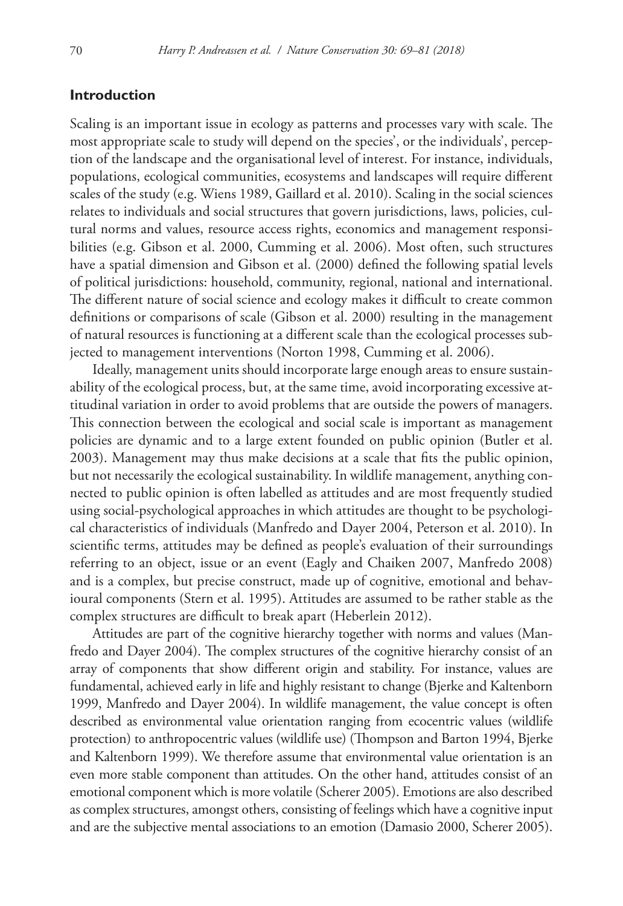## Introduction

Scaling is an important issue in ecology as patterns and processes vary with scale. The most appropriate scale to study will depend on the species', or the individuals', perception of the landscape and the organisational level of interest. For instance, individuals, populations, ecological communities, ecosystems and landscapes will require different scales of the study (e.g. Wiens 1989, Gaillard et al. 2010). Scaling in the social sciences relates to individuals and social structures that govern jurisdictions, laws, policies, cultural norms and values, resource access rights, economics and management responsibilities (e.g. Gibson et al. 2000, Cumming et al. 2006). Most often, such structures have a spatial dimension and Gibson et al. (2000) defined the following spatial levels of political jurisdictions: household, community, regional, national and international. The different nature of social science and ecology makes it difficult to create common definitions or comparisons of scale (Gibson et al. 2000) resulting in the management of natural resources is functioning at a different scale than the ecological processes subjected to management interventions (Norton 1998, Cumming et al. 2006).

Ideally, management units should incorporate large enough areas to ensure sustainability of the ecological process, but, at the same time, avoid incorporating excessive attitudinal variation in order to avoid problems that are outside the powers of managers. This connection between the ecological and social scale is important as management policies are dynamic and to a large extent founded on public opinion (Butler et al. 2003). Management may thus make decisions at a scale that fits the public opinion, but not necessarily the ecological sustainability. In wildlife management, anything connected to public opinion is often labelled as attitudes and are most frequently studied using social-psychological approaches in which attitudes are thought to be psychological characteristics of individuals (Manfredo and Dayer 2004, Peterson et al. 2010). In scientific terms, attitudes may be defined as people's evaluation of their surroundings referring to an object, issue or an event (Eagly and Chaiken 2007, Manfredo 2008) and is a complex, but precise construct, made up of cognitive, emotional and behavioural components (Stern et al. 1995). Attitudes are assumed to be rather stable as the complex structures are difficult to break apart (Heberlein 2012).

Attitudes are part of the cognitive hierarchy together with norms and values (Manfredo and Dayer 2004). The complex structures of the cognitive hierarchy consist of an array of components that show different origin and stability. For instance, values are fundamental, achieved early in life and highly resistant to change (Bjerke and Kaltenborn 1999, Manfredo and Dayer 2004). In wildlife management, the value concept is often described as environmental value orientation ranging from ecocentric values (wildlife protection) to anthropocentric values (wildlife use) (Thompson and Barton 1994, Bjerke and Kaltenborn 1999). We therefore assume that environmental value orientation is an even more stable component than attitudes. On the other hand, attitudes consist of an emotional component which is more volatile (Scherer 2005). Emotions are also described as complex structures, amongst others, consisting of feelings which have a cognitive input and are the subjective mental associations to an emotion (Damasio 2000, Scherer 2005).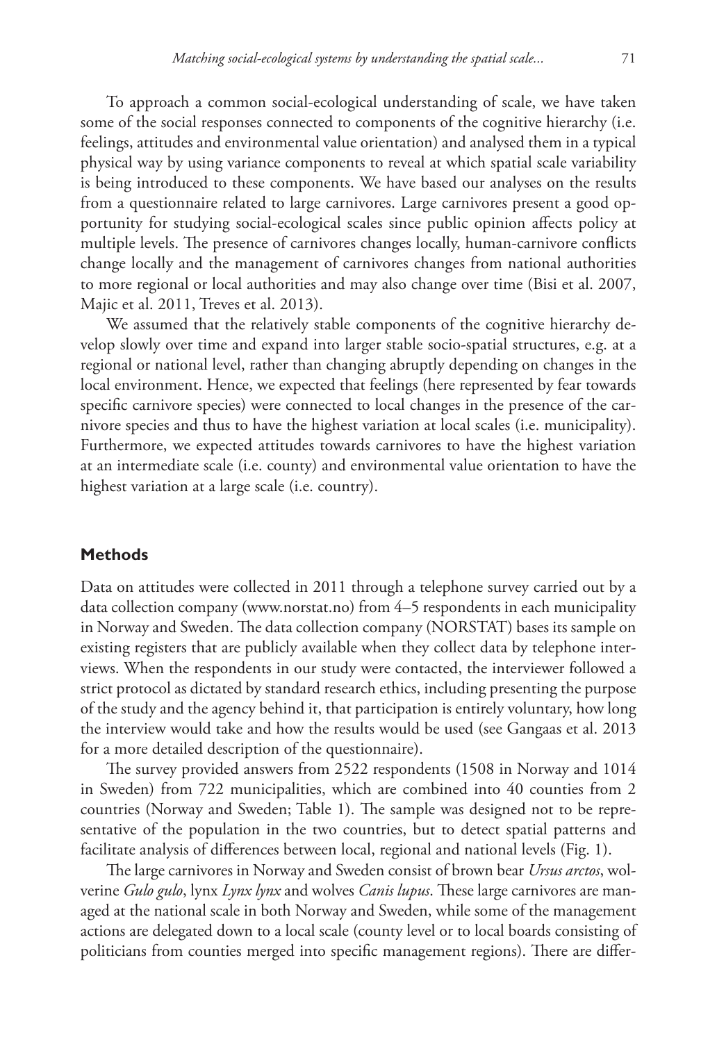To approach a common social-ecological understanding of scale, we have taken some of the social responses connected to components of the cognitive hierarchy (i.e. feelings, attitudes and environmental value orientation) and analysed them in a typical physical way by using variance components to reveal at which spatial scale variability is being introduced to these components. We have based our analyses on the results from a questionnaire related to large carnivores. Large carnivores present a good opportunity for studying social-ecological scales since public opinion affects policy at multiple levels. The presence of carnivores changes locally, human-carnivore conflicts change locally and the management of carnivores changes from national authorities to more regional or local authorities and may also change over time (Bisi et al. 2007, Majic et al. 2011, Treves et al. 2013).

We assumed that the relatively stable components of the cognitive hierarchy develop slowly over time and expand into larger stable socio-spatial structures, e.g. at a regional or national level, rather than changing abruptly depending on changes in the local environment. Hence, we expected that feelings (here represented by fear towards specific carnivore species) were connected to local changes in the presence of the carnivore species and thus to have the highest variation at local scales (i.e. municipality). Furthermore, we expected attitudes towards carnivores to have the highest variation at an intermediate scale (i.e. county) and environmental value orientation to have the highest variation at a large scale (i.e. country).

## Methods

Data on attitudes were collected in 2011 through a telephone survey carried out by a data collection company (www.norstat.no) from 4–5 respondents in each municipality in Norway and Sweden. The data collection company (NORSTAT) bases its sample on existing registers that are publicly available when they collect data by telephone interviews. When the respondents in our study were contacted, the interviewer followed a strict protocol as dictated by standard research ethics, including presenting the purpose of the study and the agency behind it, that participation is entirely voluntary, how long the interview would take and how the results would be used (see Gangaas et al. 2013 for a more detailed description of the questionnaire).

The survey provided answers from 2522 respondents (1508 in Norway and 1014 in Sweden) from 722 municipalities, which are combined into 40 counties from 2 countries (Norway and Sweden; Table 1). The sample was designed not to be representative of the population in the two countries, but to detect spatial patterns and facilitate analysis of differences between local, regional and national levels (Fig. 1).

The large carnivores in Norway and Sweden consist of brown bear *Ursus arctos*, wolverine *Gulo gulo*, lynx *Lynx lynx* and wolves *Canis lupus*. These large carnivores are managed at the national scale in both Norway and Sweden, while some of the management actions are delegated down to a local scale (county level or to local boards consisting of politicians from counties merged into specific management regions). There are differ-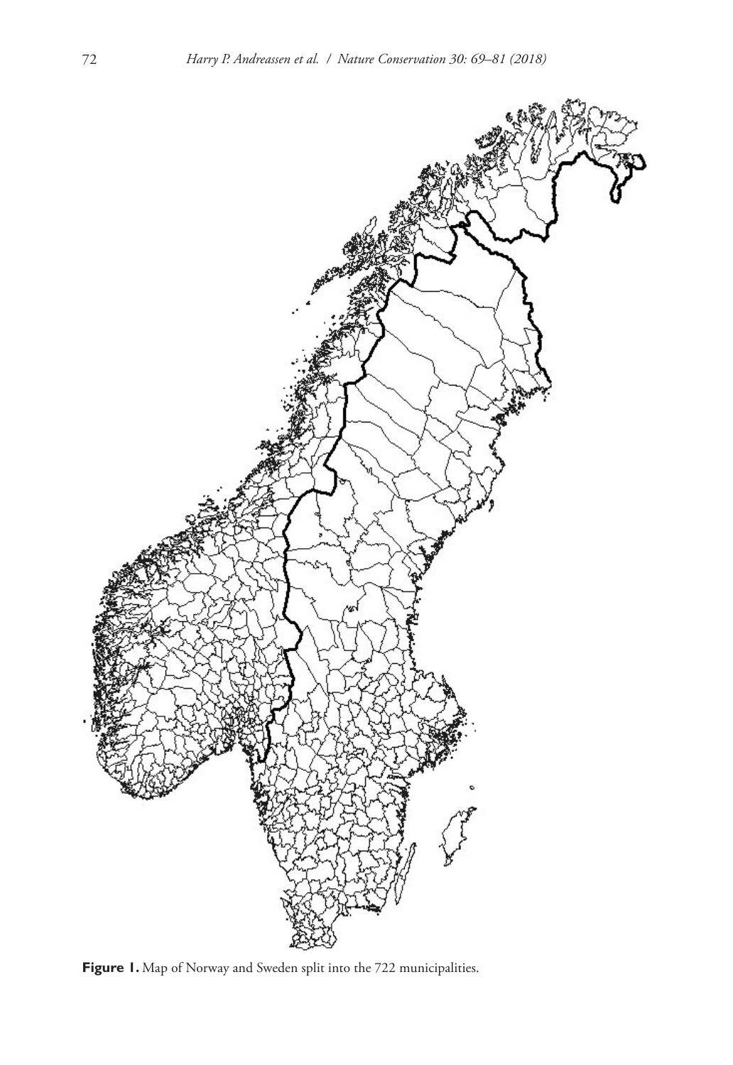**Figure 1.** Map of Norway and Sweden split into the 722 municipalities.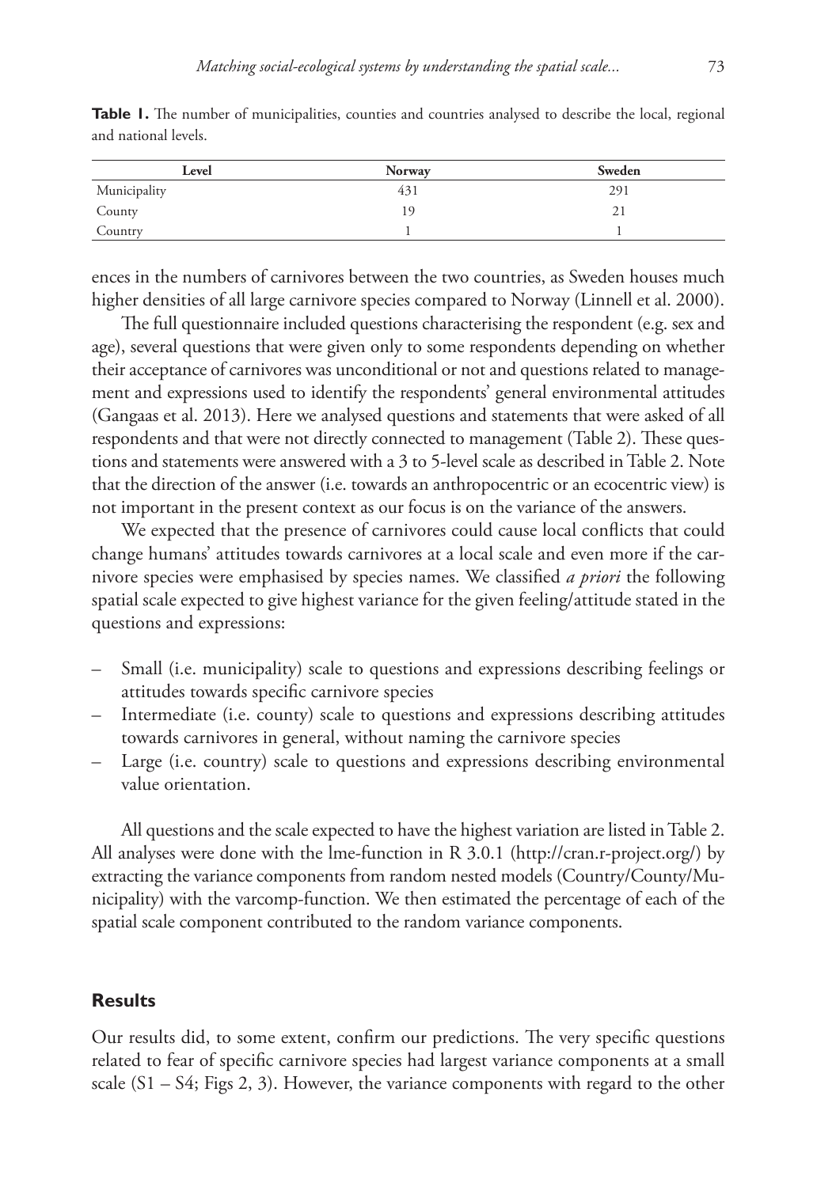**Table 1.** The number of municipalities, counties and countries analysed to describe the local, regional and national levels.

| Level | Norway | Sweden |
|---|---|---|
| Municipality | 431 | 291 |
| County | 19 | 21 |
| Country | 1 | 1 |

ences in the numbers of carnivores between the two countries, as Sweden houses much higher densities of all large carnivore species compared to Norway (Linnell et al. 2000).

The full questionnaire included questions characterising the respondent (e.g. sex and age), several questions that were given only to some respondents depending on whether their acceptance of carnivores was unconditional or not and questions related to management and expressions used to identify the respondents' general environmental attitudes (Gangaas et al. 2013). Here we analysed questions and statements that were asked of all respondents and that were not directly connected to management (Table 2). These questions and statements were answered with a 3 to 5-level scale as described in Table 2. Note that the direction of the answer (i.e. towards an anthropocentric or an ecocentric view) is not important in the present context as our focus is on the variance of the answers.

We expected that the presence of carnivores could cause local conflicts that could change humans' attitudes towards carnivores at a local scale and even more if the carnivore species were emphasised by species names. We classified *a priori* the following spatial scale expected to give highest variance for the given feeling/attitude stated in the questions and expressions:

- Small (i.e. municipality) scale to questions and expressions describing feelings or attitudes towards specific carnivore species
- Intermediate (i.e. county) scale to questions and expressions describing attitudes towards carnivores in general, without naming the carnivore species
- Large (i.e. country) scale to questions and expressions describing environmental value orientation.

All questions and the scale expected to have the highest variation are listed in Table 2. All analyses were done with the lme-function in R 3.0.1 (http://cran.r-project.org/) by extracting the variance components from random nested models (Country/County/Municipality) with the varcomp-function. We then estimated the percentage of each of the spatial scale component contributed to the random variance components.

## Results

Our results did, to some extent, confirm our predictions. The very specific questions related to fear of specific carnivore species had largest variance components at a small scale (S1 – S4; Figs 2, 3). However, the variance components with regard to the other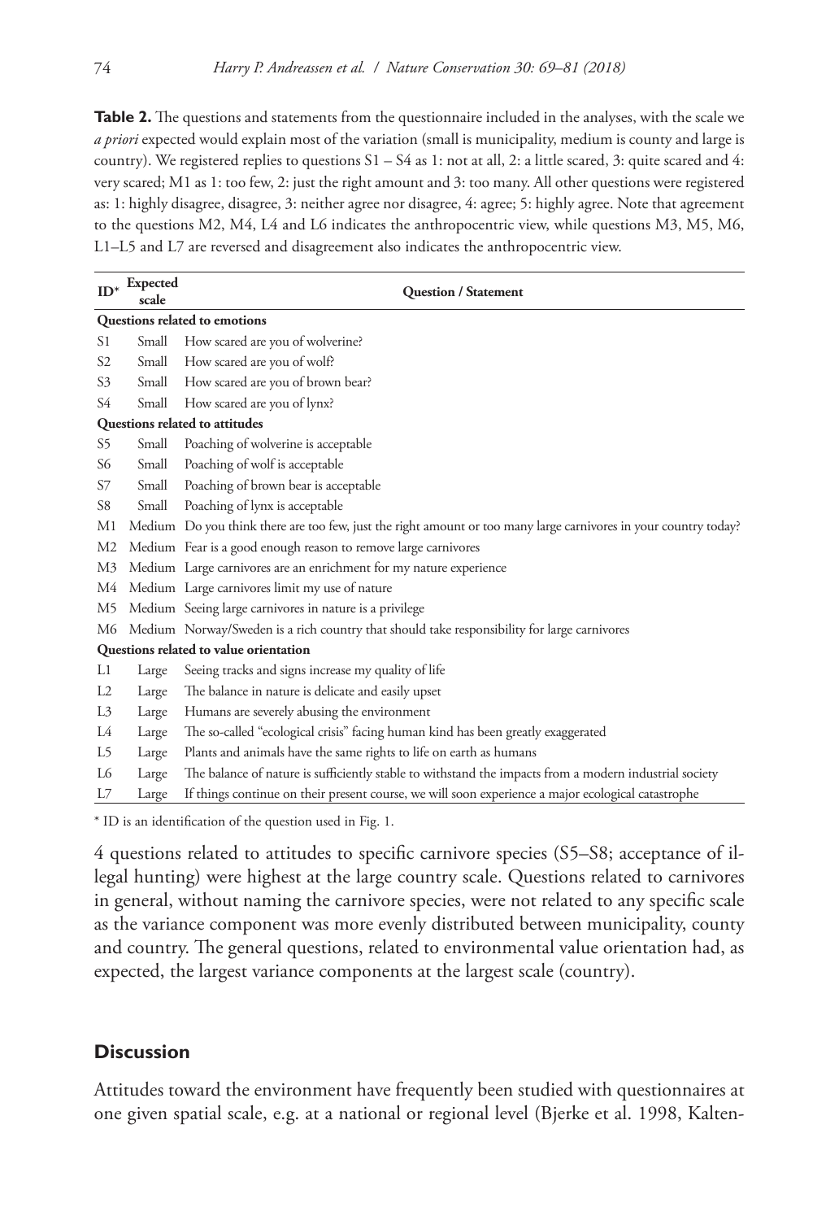**Table 2.** The questions and statements from the questionnaire included in the analyses, with the scale we *a priori* expected would explain most of the variation (small is municipality, medium is county and large is country). We registered replies to questions S1 – S4 as 1: not at all, 2: a little scared, 3: quite scared and 4: very scared; M1 as 1: too few, 2: just the right amount and 3: too many. All other questions were registered as: 1: highly disagree, disagree, 3: neither agree nor disagree, 4: agree; 5: highly agree. Note that agreement to the questions M2, M4, L4 and L6 indicates the anthropocentric view, while questions M3, M5, M6, L1–L5 and L7 are reversed and disagreement also indicates the anthropocentric view.

| ID* | Expected scale | Question / Statement |
|---|---|---|
| **Questions related to emotions** | | |
| S1 | Small | How scared are you of wolverine? |
| S2 | Small | How scared are you of wolf? |
| S3 | Small | How scared are you of brown bear? |
| S4 | Small | How scared are you of lynx? |
| **Questions related to attitudes** | | |
| S5 | Small | Poaching of wolverine is acceptable |
| S6 | Small | Poaching of wolf is acceptable |
| S7 | Small | Poaching of brown bear is acceptable |
| S8 | Small | Poaching of lynx is acceptable |
| M1 | Medium | Do you think there are too few, just the right amount or too many large carnivores in your country today? |
| M2 | Medium | Fear is a good enough reason to remove large carnivores |
| M3 | Medium | Large carnivores are an enrichment for my nature experience |
| M4 | Medium | Large carnivores limit my use of nature |
| M5 | Medium | Seeing large carnivores in nature is a privilege |
| M6 | Medium | Norway/Sweden is a rich country that should take responsibility for large carnivores |
| **Questions related to value orientation** | | |
| L1 | Large | Seeing tracks and signs increase my quality of life |
| L2 | Large | The balance in nature is delicate and easily upset |
| L3 | Large | Humans are severely abusing the environment |
| L4 | Large | The so-called "ecological crisis" facing human kind has been greatly exaggerated |
| L5 | Large | Plants and animals have the same rights to life on earth as humans |
| L6 | Large | The balance of nature is sufficiently stable to withstand the impacts from a modern industrial society |
| L7 | Large | If things continue on their present course, we will soon experience a major ecological catastrophe |

* ID is an identification of the question used in Fig. 1.

4 questions related to attitudes to specific carnivore species (S5–S8; acceptance of illegal hunting) were highest at the large country scale. Questions related to carnivores in general, without naming the carnivore species, were not related to any specific scale as the variance component was more evenly distributed between municipality, county and country. The general questions, related to environmental value orientation had, as expected, the largest variance components at the largest scale (country).

## Discussion

Attitudes toward the environment have frequently been studied with questionnaires at one given spatial scale, e.g. at a national or regional level (Bjerke et al. 1998, Kalten-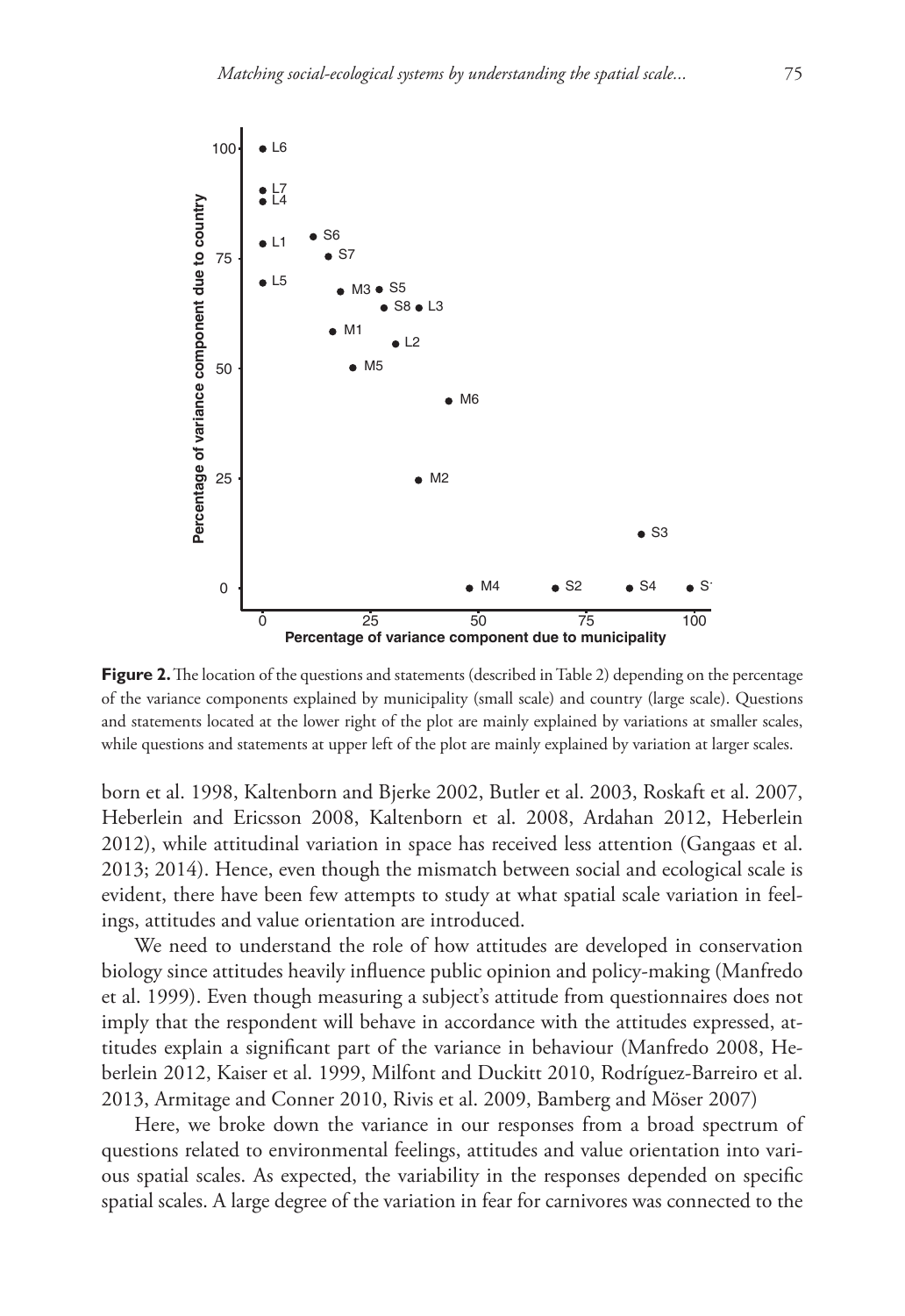**Figure 2.** The location of the questions and statements (described in Table 2) depending on the percentage of the variance components explained by municipality (small scale) and country (large scale). Questions and statements located at the lower right of the plot are mainly explained by variations at smaller scales, while questions and statements at upper left of the plot are mainly explained by variation at larger scales.

born et al. 1998, Kaltenborn and Bjerke 2002, Butler et al. 2003, Roskaft et al. 2007, Heberlein and Ericsson 2008, Kaltenborn et al. 2008, Ardahan 2012, Heberlein 2012), while attitudinal variation in space has received less attention (Gangaas et al. 2013; 2014). Hence, even though the mismatch between social and ecological scale is evident, there have been few attempts to study at what spatial scale variation in feelings, attitudes and value orientation are introduced.

We need to understand the role of how attitudes are developed in conservation biology since attitudes heavily influence public opinion and policy-making (Manfredo et al. 1999). Even though measuring a subject's attitude from questionnaires does not imply that the respondent will behave in accordance with the attitudes expressed, attitudes explain a significant part of the variance in behaviour (Manfredo 2008, Heberlein 2012, Kaiser et al. 1999, Milfont and Duckitt 2010, Rodríguez-Barreiro et al. 2013, Armitage and Conner 2010, Rivis et al. 2009, Bamberg and Möser 2007)

Here, we broke down the variance in our responses from a broad spectrum of questions related to environmental feelings, attitudes and value orientation into various spatial scales. As expected, the variability in the responses depended on specific spatial scales. A large degree of the variation in fear for carnivores was connected to the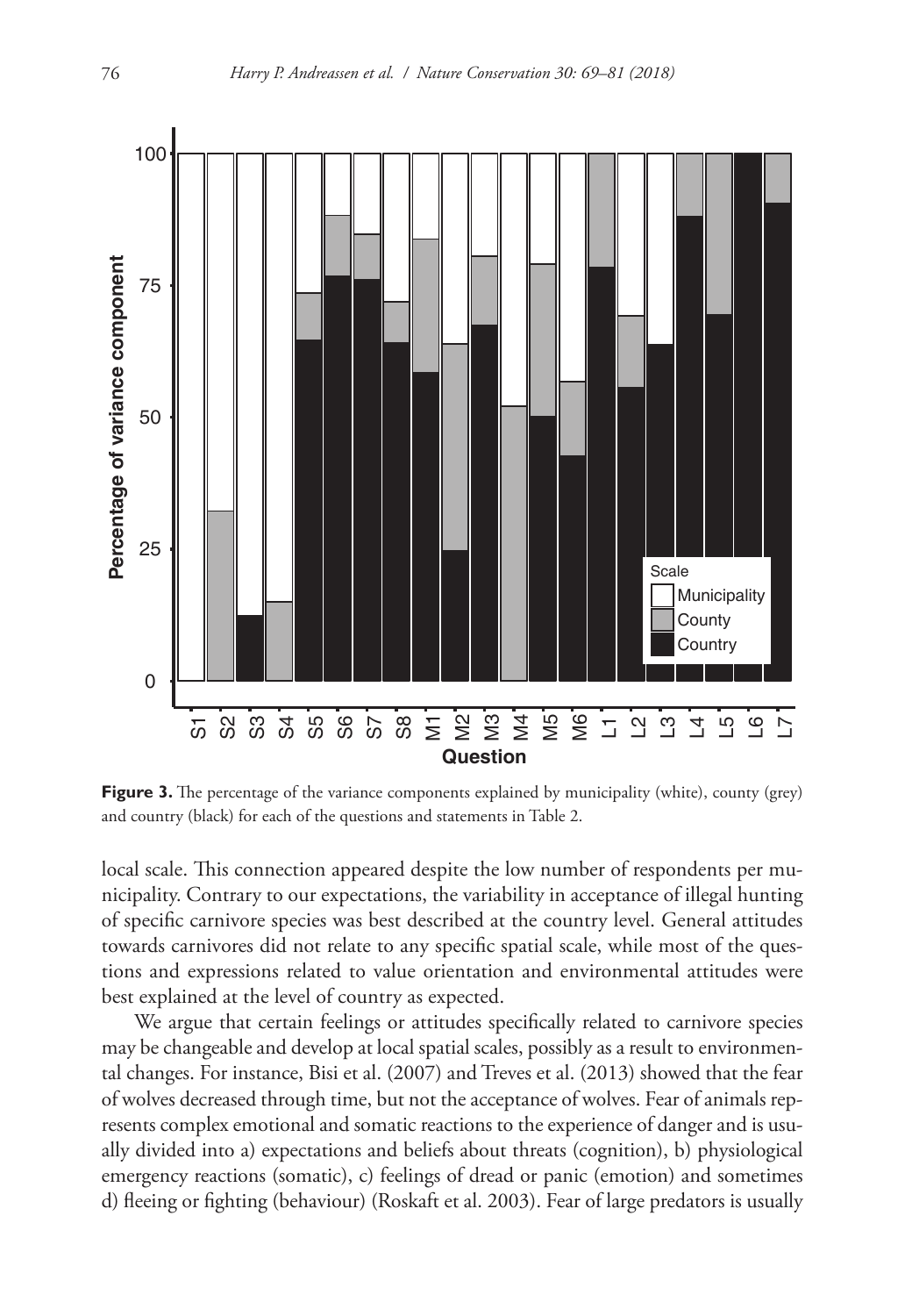**Figure 3.** The percentage of the variance components explained by municipality (white), county (grey) and country (black) for each of the questions and statements in Table 2.

local scale. This connection appeared despite the low number of respondents per municipality. Contrary to our expectations, the variability in acceptance of illegal hunting of specific carnivore species was best described at the country level. General attitudes towards carnivores did not relate to any specific spatial scale, while most of the questions and expressions related to value orientation and environmental attitudes were best explained at the level of country as expected.

We argue that certain feelings or attitudes specifically related to carnivore species may be changeable and develop at local spatial scales, possibly as a result to environmental changes. For instance, Bisi et al. (2007) and Treves et al. (2013) showed that the fear of wolves decreased through time, but not the acceptance of wolves. Fear of animals represents complex emotional and somatic reactions to the experience of danger and is usually divided into a) expectations and beliefs about threats (cognition), b) physiological emergency reactions (somatic), c) feelings of dread or panic (emotion) and sometimes d) fleeing or fighting (behaviour) (Roskaft et al. 2003). Fear of large predators is usually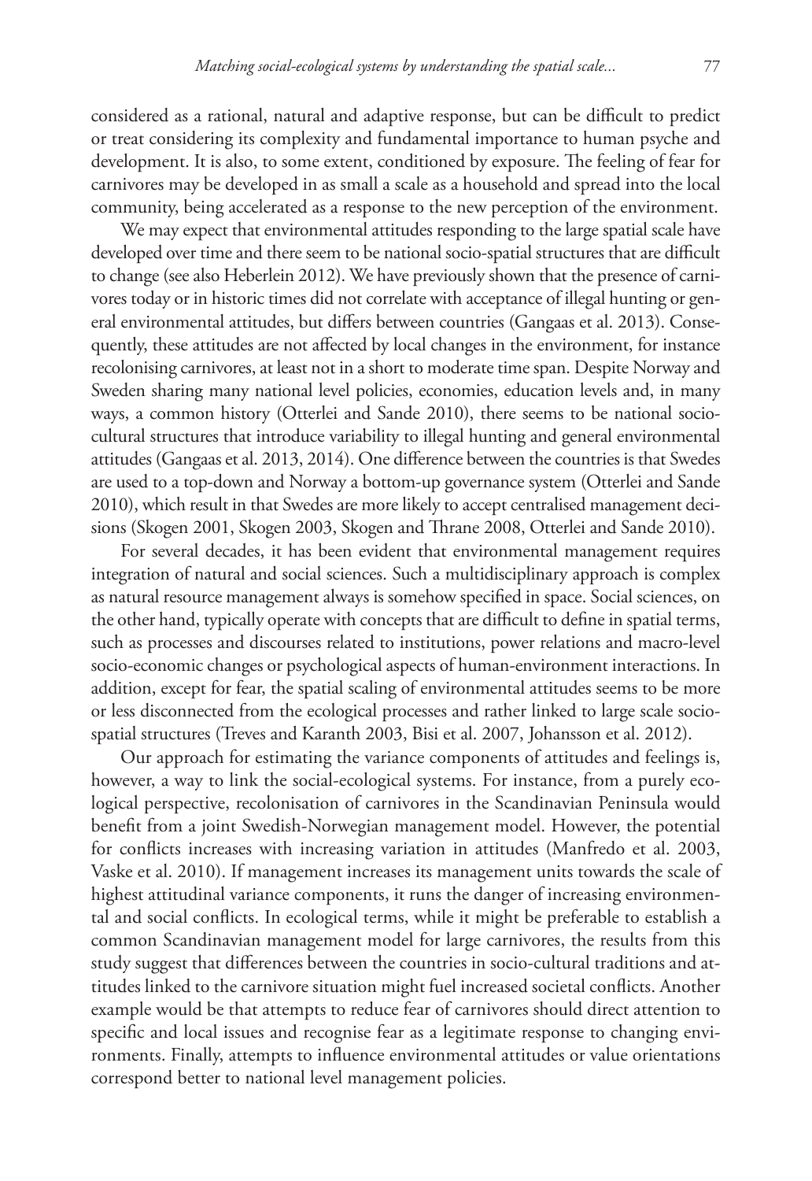considered as a rational, natural and adaptive response, but can be difficult to predict or treat considering its complexity and fundamental importance to human psyche and development. It is also, to some extent, conditioned by exposure. The feeling of fear for carnivores may be developed in as small a scale as a household and spread into the local community, being accelerated as a response to the new perception of the environment.

We may expect that environmental attitudes responding to the large spatial scale have developed over time and there seem to be national socio-spatial structures that are difficult to change (see also Heberlein 2012). We have previously shown that the presence of carnivores today or in historic times did not correlate with acceptance of illegal hunting or general environmental attitudes, but differs between countries (Gangaas et al. 2013). Consequently, these attitudes are not affected by local changes in the environment, for instance recolonising carnivores, at least not in a short to moderate time span. Despite Norway and Sweden sharing many national level policies, economies, education levels and, in many ways, a common history (Otterlei and Sande 2010), there seems to be national socio-cultural structures that introduce variability to illegal hunting and general environmental attitudes (Gangaas et al. 2013, 2014). One difference between the countries is that Swedes are used to a top-down and Norway a bottom-up governance system (Otterlei and Sande 2010), which result in that Swedes are more likely to accept centralised management decisions (Skogen 2001, Skogen 2003, Skogen and Thrane 2008, Otterlei and Sande 2010).

For several decades, it has been evident that environmental management requires integration of natural and social sciences. Such a multidisciplinary approach is complex as natural resource management always is somehow specified in space. Social sciences, on the other hand, typically operate with concepts that are difficult to define in spatial terms, such as processes and discourses related to institutions, power relations and macro-level socio-economic changes or psychological aspects of human-environment interactions. In addition, except for fear, the spatial scaling of environmental attitudes seems to be more or less disconnected from the ecological processes and rather linked to large scale socio-spatial structures (Treves and Karanth 2003, Bisi et al. 2007, Johansson et al. 2012).

Our approach for estimating the variance components of attitudes and feelings is, however, a way to link the social-ecological systems. For instance, from a purely ecological perspective, recolonisation of carnivores in the Scandinavian Peninsula would benefit from a joint Swedish-Norwegian management model. However, the potential for conflicts increases with increasing variation in attitudes (Manfredo et al. 2003, Vaske et al. 2010). If management increases its management units towards the scale of highest attitudinal variance components, it runs the danger of increasing environmental and social conflicts. In ecological terms, while it might be preferable to establish a common Scandinavian management model for large carnivores, the results from this study suggest that differences between the countries in socio-cultural traditions and attitudes linked to the carnivore situation might fuel increased societal conflicts. Another example would be that attempts to reduce fear of carnivores should direct attention to specific and local issues and recognise fear as a legitimate response to changing environments. Finally, attempts to influence environmental attitudes or value orientations correspond better to national level management policies.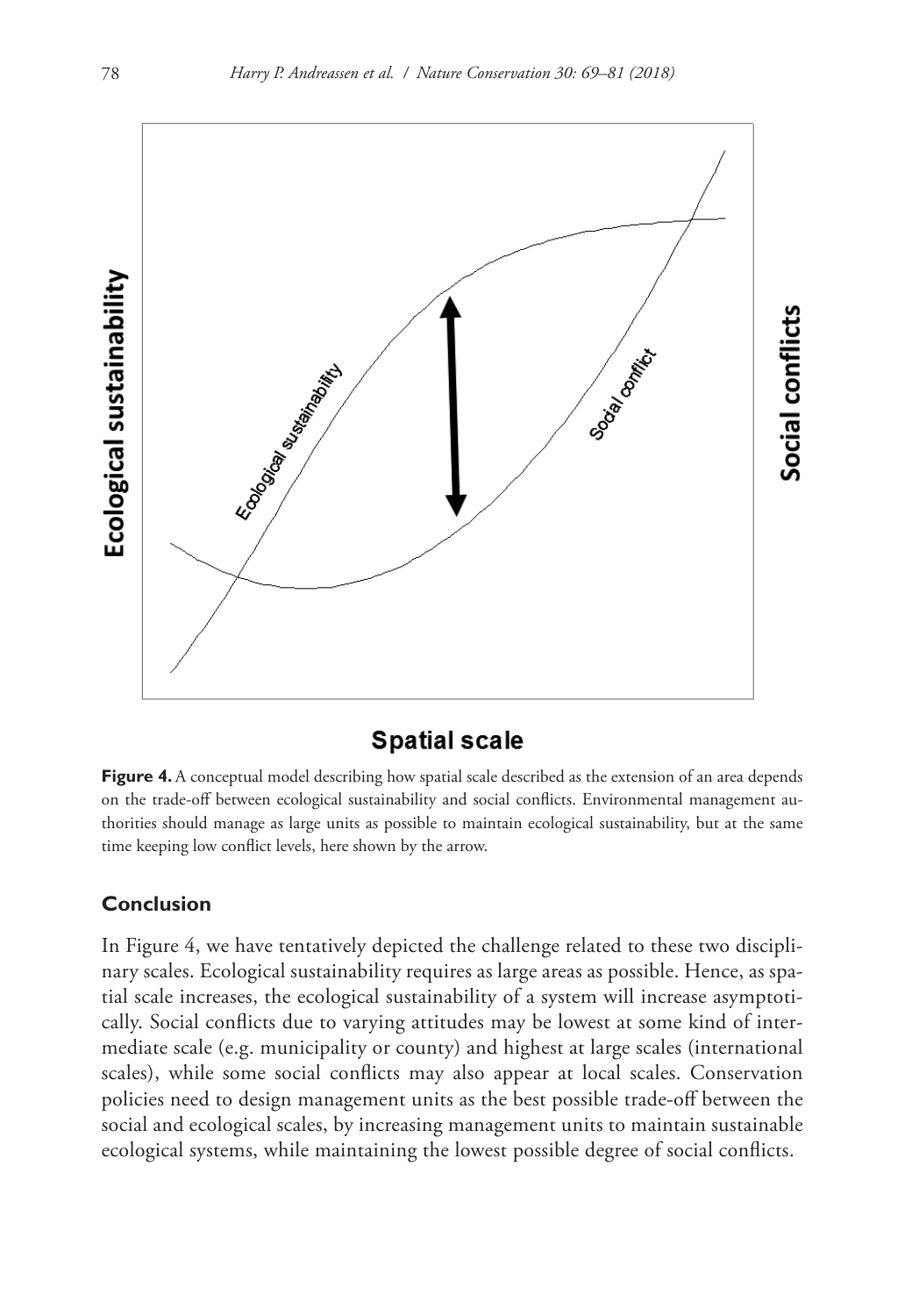**Figure 4.** A conceptual model describing how spatial scale described as the extension of an area depends on the trade-off between ecological sustainability and social conflicts. Environmental management authorities should manage as large units as possible to maintain ecological sustainability, but at the same time keeping low conflict levels, here shown by the arrow.

## Conclusion

In Figure 4, we have tentatively depicted the challenge related to these two disciplinary scales. Ecological sustainability requires as large areas as possible. Hence, as spatial scale increases, the ecological sustainability of a system will increase asymptotically. Social conflicts due to varying attitudes may be lowest at some kind of intermediate scale (e.g. municipality or county) and highest at large scales (international scales), while some social conflicts may also appear at local scales. Conservation policies need to design management units as the best possible trade-off between the social and ecological scales, by increasing management units to maintain sustainable ecological systems, while maintaining the lowest possible degree of social conflicts.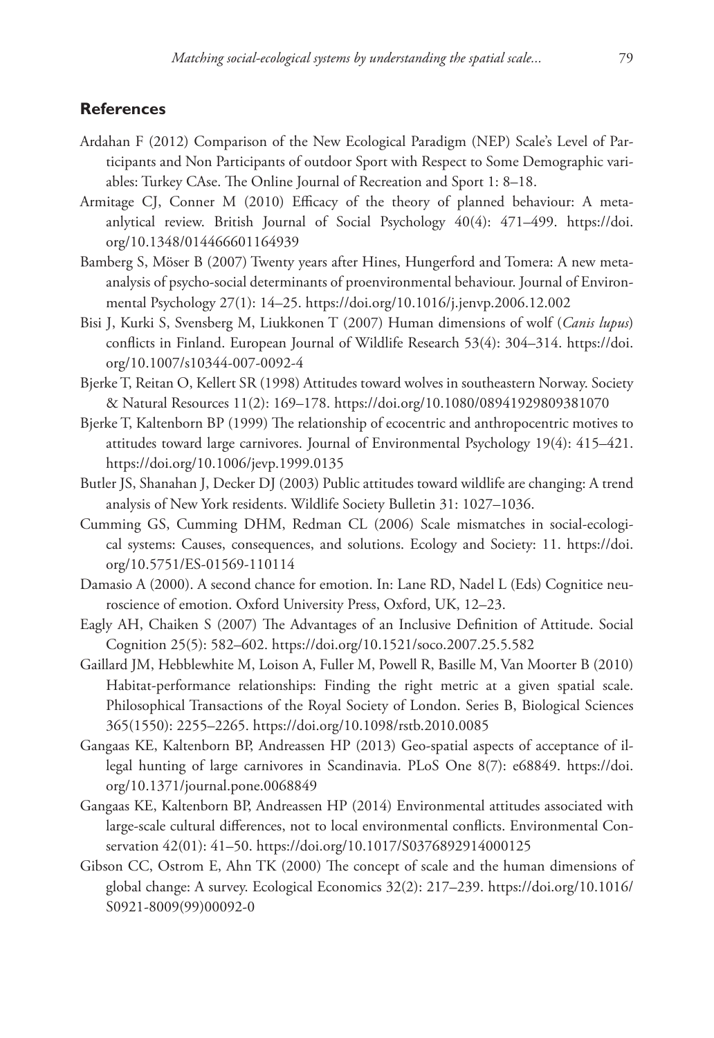## References

Ardahan F (2012) Comparison of the New Ecological Paradigm (NEP) Scale's Level of Participants and Non Participants of outdoor Sport with Respect to Some Demographic variables: Turkey CAse. The Online Journal of Recreation and Sport 1: 8–18.

Armitage CJ, Conner M (2010) Efficacy of the theory of planned behaviour: A meta-anlytical review. British Journal of Social Psychology 40(4): 471–499. https://doi.org/10.1348/014466601164939

Bamberg S, Möser B (2007) Twenty years after Hines, Hungerford and Tomera: A new meta-analysis of psycho-social determinants of proenvironmental behaviour. Journal of Environmental Psychology 27(1): 14–25. https://doi.org/10.1016/j.jenvp.2006.12.002

Bisi J, Kurki S, Svensberg M, Liukkonen T (2007) Human dimensions of wolf (*Canis lupus*) conflicts in Finland. European Journal of Wildlife Research 53(4): 304–314. https://doi.org/10.1007/s10344-007-0092-4

Bjerke T, Reitan O, Kellert SR (1998) Attitudes toward wolves in southeastern Norway. Society & Natural Resources 11(2): 169–178. https://doi.org/10.1080/08941929809381070

Bjerke T, Kaltenborn BP (1999) The relationship of ecocentric and anthropocentric motives to attitudes toward large carnivores. Journal of Environmental Psychology 19(4): 415–421. https://doi.org/10.1006/jevp.1999.0135

Butler JS, Shanahan J, Decker DJ (2003) Public attitudes toward wildlife are changing: A trend analysis of New York residents. Wildlife Society Bulletin 31: 1027–1036.

Cumming GS, Cumming DHM, Redman CL (2006) Scale mismatches in social-ecological systems: Causes, consequences, and solutions. Ecology and Society: 11. https://doi.org/10.5751/ES-01569-110114

Damasio A (2000). A second chance for emotion. In: Lane RD, Nadel L (Eds) Cognitice neuroscience of emotion. Oxford University Press, Oxford, UK, 12–23.

Eagly AH, Chaiken S (2007) The Advantages of an Inclusive Definition of Attitude. Social Cognition 25(5): 582–602. https://doi.org/10.1521/soco.2007.25.5.582

Gaillard JM, Hebblewhite M, Loison A, Fuller M, Powell R, Basille M, Van Moorter B (2010) Habitat-performance relationships: Finding the right metric at a given spatial scale. Philosophical Transactions of the Royal Society of London. Series B, Biological Sciences 365(1550): 2255–2265. https://doi.org/10.1098/rstb.2010.0085

Gangaas KE, Kaltenborn BP, Andreassen HP (2013) Geo-spatial aspects of acceptance of illegal hunting of large carnivores in Scandinavia. PLoS One 8(7): e68849. https://doi.org/10.1371/journal.pone.0068849

Gangaas KE, Kaltenborn BP, Andreassen HP (2014) Environmental attitudes associated with large-scale cultural differences, not to local environmental conflicts. Environmental Conservation 42(01): 41–50. https://doi.org/10.1017/S0376892914000125

Gibson CC, Ostrom E, Ahn TK (2000) The concept of scale and the human dimensions of global change: A survey. Ecological Economics 32(2): 217–239. https://doi.org/10.1016/S0921-8009(99)00092-0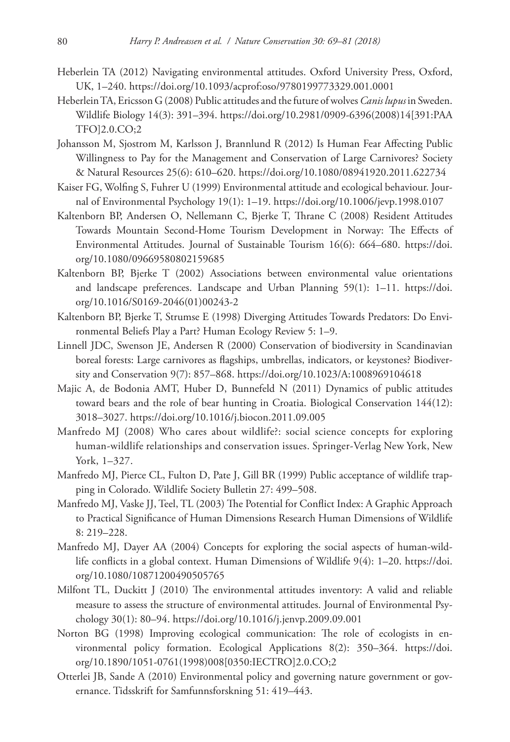Heberlein TA (2012) Navigating environmental attitudes. Oxford University Press, Oxford, UK, 1–240. https://doi.org/10.1093/acprof:oso/9780199773329.001.0001

Heberlein TA, Ericsson G (2008) Public attitudes and the future of wolves *Canis lupus* in Sweden. Wildlife Biology 14(3): 391–394. https://doi.org/10.2981/0909-6396(2008)14[391:PAATFO]2.0.CO;2

Johansson M, Sjostrom M, Karlsson J, Brannlund R (2012) Is Human Fear Affecting Public Willingness to Pay for the Management and Conservation of Large Carnivores? Society & Natural Resources 25(6): 610–620. https://doi.org/10.1080/08941920.2011.622734

Kaiser FG, Wolfing S, Fuhrer U (1999) Environmental attitude and ecological behaviour. Journal of Environmental Psychology 19(1): 1–19. https://doi.org/10.1006/jevp.1998.0107

Kaltenborn BP, Andersen O, Nellemann C, Bjerke T, Thrane C (2008) Resident Attitudes Towards Mountain Second-Home Tourism Development in Norway: The Effects of Environmental Attitudes. Journal of Sustainable Tourism 16(6): 664–680. https://doi.org/10.1080/09669580802159685

Kaltenborn BP, Bjerke T (2002) Associations between environmental value orientations and landscape preferences. Landscape and Urban Planning 59(1): 1–11. https://doi.org/10.1016/S0169-2046(01)00243-2

Kaltenborn BP, Bjerke T, Strumse E (1998) Diverging Attitudes Towards Predators: Do Environmental Beliefs Play a Part? Human Ecology Review 5: 1–9.

Linnell JDC, Swenson JE, Andersen R (2000) Conservation of biodiversity in Scandinavian boreal forests: Large carnivores as flagships, umbrellas, indicators, or keystones? Biodiversity and Conservation 9(7): 857–868. https://doi.org/10.1023/A:1008969104618

Majic A, de Bodonia AMT, Huber D, Bunnefeld N (2011) Dynamics of public attitudes toward bears and the role of bear hunting in Croatia. Biological Conservation 144(12): 3018–3027. https://doi.org/10.1016/j.biocon.2011.09.005

Manfredo MJ (2008) Who cares about wildlife?: social science concepts for exploring human-wildlife relationships and conservation issues. Springer-Verlag New York, New York, 1–327.

Manfredo MJ, Pierce CL, Fulton D, Pate J, Gill BR (1999) Public acceptance of wildlife trapping in Colorado. Wildlife Society Bulletin 27: 499–508.

Manfredo MJ, Vaske JJ, Teel, TL (2003) The Potential for Conflict Index: A Graphic Approach to Practical Significance of Human Dimensions Research Human Dimensions of Wildlife 8: 219–228.

Manfredo MJ, Dayer AA (2004) Concepts for exploring the social aspects of human-wildlife conflicts in a global context. Human Dimensions of Wildlife 9(4): 1–20. https://doi.org/10.1080/10871200490505765

Milfont TL, Duckitt J (2010) The environmental attitudes inventory: A valid and reliable measure to assess the structure of environmental attitudes. Journal of Environmental Psychology 30(1): 80–94. https://doi.org/10.1016/j.jenvp.2009.09.001

Norton BG (1998) Improving ecological communication: The role of ecologists in environmental policy formation. Ecological Applications 8(2): 350–364. https://doi.org/10.1890/1051-0761(1998)008[0350:IECTRO]2.0.CO;2

Otterlei JB, Sande A (2010) Environmental policy and governing nature government or governance. Tidsskrift for Samfunnsforskning 51: 419–443.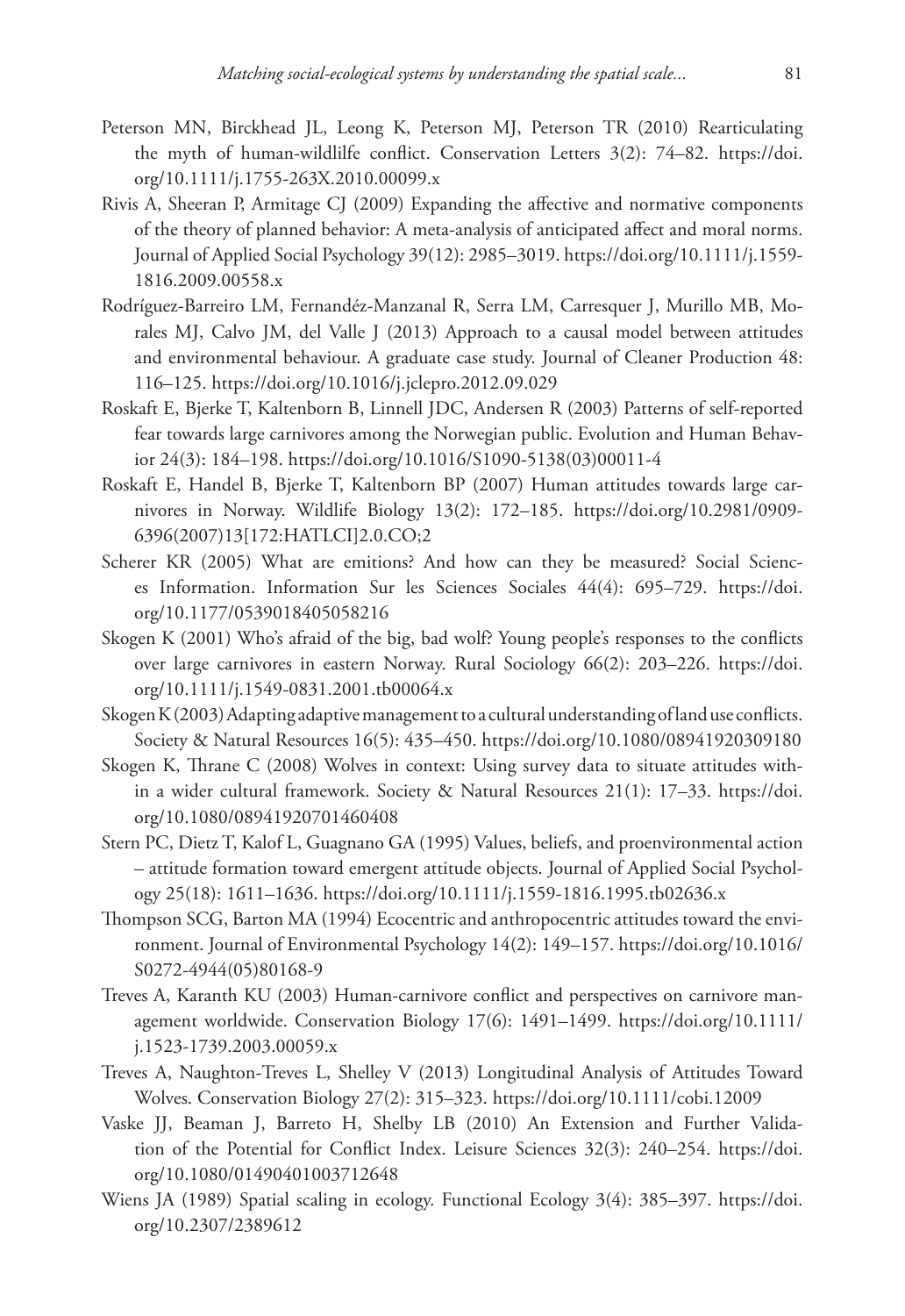Peterson MN, Birckhead JL, Leong K, Peterson MJ, Peterson TR (2010) Rearticulating the myth of human-wildlilfe conflict. Conservation Letters 3(2): 74–82. https://doi.org/10.1111/j.1755-263X.2010.00099.x

Rivis A, Sheeran P, Armitage CJ (2009) Expanding the affective and normative components of the theory of planned behavior: A meta-analysis of anticipated affect and moral norms. Journal of Applied Social Psychology 39(12): 2985–3019. https://doi.org/10.1111/j.1559-1816.2009.00558.x

Rodríguez-Barreiro LM, Fernandéz-Manzanal R, Serra LM, Carresquer J, Murillo MB, Morales MJ, Calvo JM, del Valle J (2013) Approach to a causal model between attitudes and environmental behaviour. A graduate case study. Journal of Cleaner Production 48: 116–125. https://doi.org/10.1016/j.jclepro.2012.09.029

Roskaft E, Bjerke T, Kaltenborn B, Linnell JDC, Andersen R (2003) Patterns of self-reported fear towards large carnivores among the Norwegian public. Evolution and Human Behavior 24(3): 184–198. https://doi.org/10.1016/S1090-5138(03)00011-4

Roskaft E, Handel B, Bjerke T, Kaltenborn BP (2007) Human attitudes towards large carnivores in Norway. Wildlife Biology 13(2): 172–185. https://doi.org/10.2981/0909-6396(2007)13[172:HATLCI]2.0.CO;2

Scherer KR (2005) What are emitions? And how can they be measured? Social Sciences Information. Information Sur les Sciences Sociales 44(4): 695–729. https://doi.org/10.1177/0539018405058216

Skogen K (2001) Who's afraid of the big, bad wolf? Young people's responses to the conflicts over large carnivores in eastern Norway. Rural Sociology 66(2): 203–226. https://doi.org/10.1111/j.1549-0831.2001.tb00064.x

Skogen K (2003) Adapting adaptive management to a cultural understanding of land use conflicts. Society & Natural Resources 16(5): 435–450. https://doi.org/10.1080/08941920309180

Skogen K, Thrane C (2008) Wolves in context: Using survey data to situate attitudes within a wider cultural framework. Society & Natural Resources 21(1): 17–33. https://doi.org/10.1080/08941920701460408

Stern PC, Dietz T, Kalof L, Guagnano GA (1995) Values, beliefs, and proenvironmental action – attitude formation toward emergent attitude objects. Journal of Applied Social Psychology 25(18): 1611–1636. https://doi.org/10.1111/j.1559-1816.1995.tb02636.x

Thompson SCG, Barton MA (1994) Ecocentric and anthropocentric attitudes toward the environment. Journal of Environmental Psychology 14(2): 149–157. https://doi.org/10.1016/S0272-4944(05)80168-9

Treves A, Karanth KU (2003) Human-carnivore conflict and perspectives on carnivore management worldwide. Conservation Biology 17(6): 1491–1499. https://doi.org/10.1111/j.1523-1739.2003.00059.x

Treves A, Naughton-Treves L, Shelley V (2013) Longitudinal Analysis of Attitudes Toward Wolves. Conservation Biology 27(2): 315–323. https://doi.org/10.1111/cobi.12009

Vaske JJ, Beaman J, Barreto H, Shelby LB (2010) An Extension and Further Validation of the Potential for Conflict Index. Leisure Sciences 32(3): 240–254. https://doi.org/10.1080/01490401003712648

Wiens JA (1989) Spatial scaling in ecology. Functional Ecology 3(4): 385–397. https://doi.org/10.2307/2389612